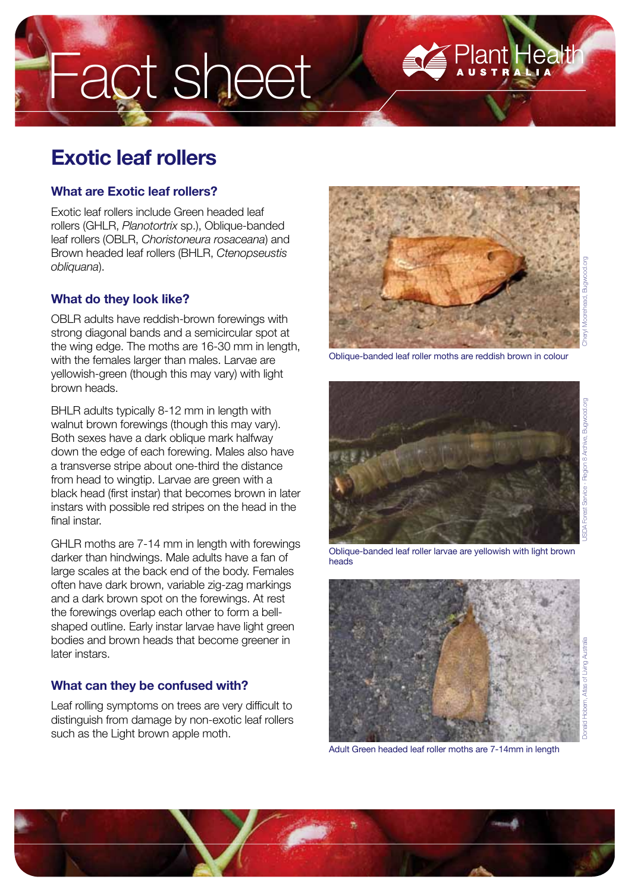# Fact sheet

## Exotic leaf rollers

### What are Exotic leaf rollers?

Exotic leaf rollers include Green headed leaf rollers (GHLR, *Planotortrix* sp.), Oblique-banded leaf rollers (OBLR, *Choristoneura rosaceana*) and Brown headed leaf rollers (BHLR, *Ctenopseustis obliquana*).

### What do they look like?

OBLR adults have reddish-brown forewings with strong diagonal bands and a semicircular spot at the wing edge. The moths are 16-30 mm in length, with the females larger than males. Larvae are yellowish-green (though this may vary) with light brown heads.

BHLR adults typically 8-12 mm in length with walnut brown forewings (though this may vary). Both sexes have a dark oblique mark halfway down the edge of each forewing. Males also have a transverse stripe about one-third the distance from head to wingtip. Larvae are green with a black head (first instar) that becomes brown in later instars with possible red stripes on the head in the final instar.

GHLR moths are 7-14 mm in length with forewings darker than hindwings. Male adults have a fan of large scales at the back end of the body. Females often have dark brown, variable zig-zag markings and a dark brown spot on the forewings. At rest the forewings overlap each other to form a bell-shaped outline. Early instar larvae have light green bodies and brown heads that become greener in later instars.

### What can they be confused with?

Leaf rolling symptoms on trees are very difficult to distinguish from damage by non-exotic leaf rollers such as the Light brown apple moth.

Oblique-banded leaf roller moths are reddish brown in colour

Cheryl Moorehead, Bugwood.org

Oblique-banded leaf roller larvae are yellowish with light brown heads

USDA Forest Service - Region 8 Archive, Bugwood.org

Adult Green headed leaf roller moths are 7-14mm in length

Donald Hobern, Atlas of Living Australia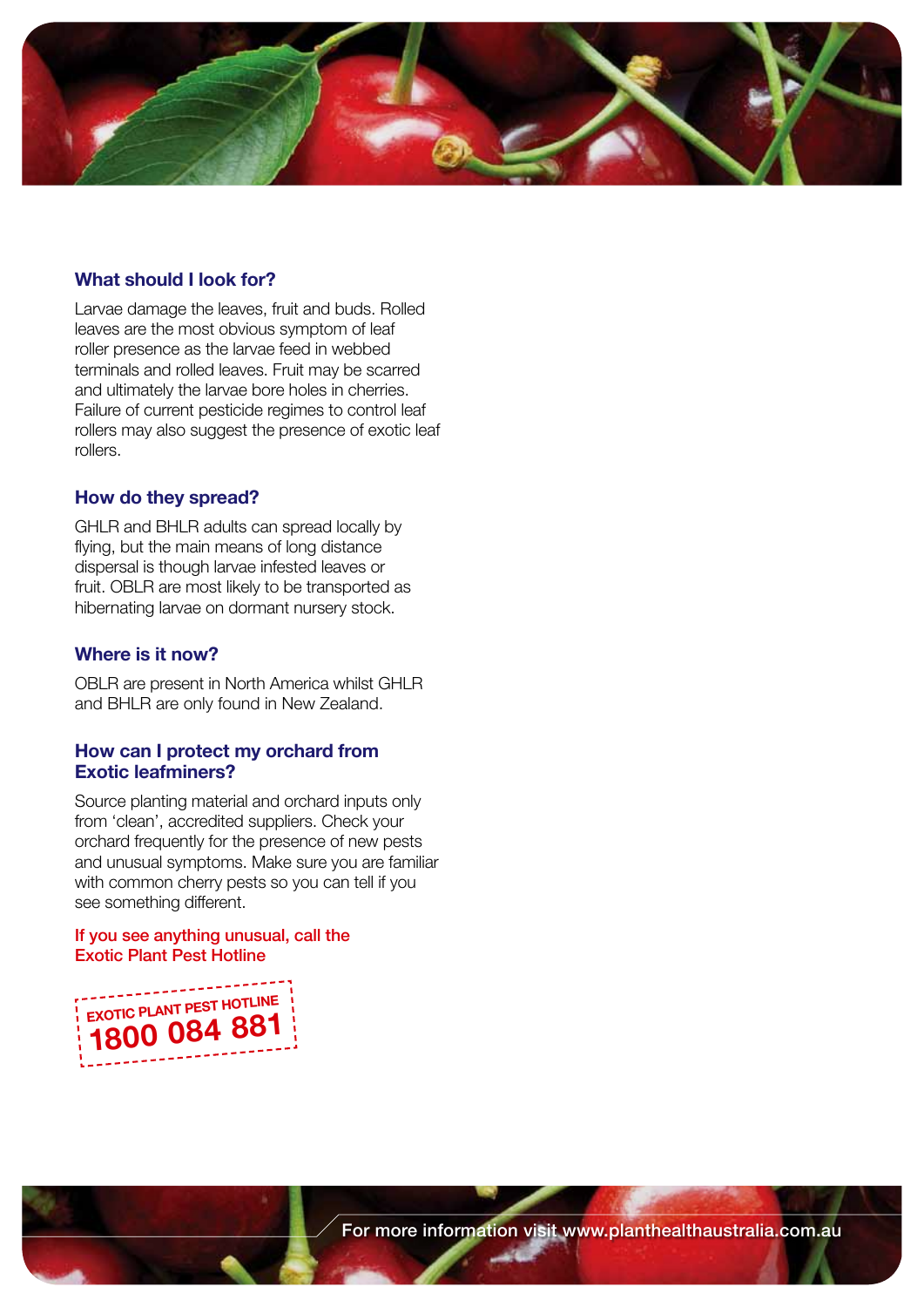## What should I look for?

Larvae damage the leaves, fruit and buds. Rolled leaves are the most obvious symptom of leaf roller presence as the larvae feed in webbed terminals and rolled leaves. Fruit may be scarred and ultimately the larvae bore holes in cherries. Failure of current pesticide regimes to control leaf rollers may also suggest the presence of exotic leaf rollers.

## How do they spread?

GHLR and BHLR adults can spread locally by flying, but the main means of long distance dispersal is though larvae infested leaves or fruit. OBLR are most likely to be transported as hibernating larvae on dormant nursery stock.

## Where is it now?

OBLR are present in North America whilst GHLR and BHLR are only found in New Zealand.

## How can I protect my orchard from Exotic leafminers?

Source planting material and orchard inputs only from 'clean', accredited suppliers. Check your orchard frequently for the presence of new pests and unusual symptoms. Make sure you are familiar with common cherry pests so you can tell if you see something different.

**If you see anything unusual, call the Exotic Plant Pest Hotline**

**EXOTIC PLANT PEST HOTLINE**
**1800 084 881**

For more information visit www.planthealthaustralia.com.au